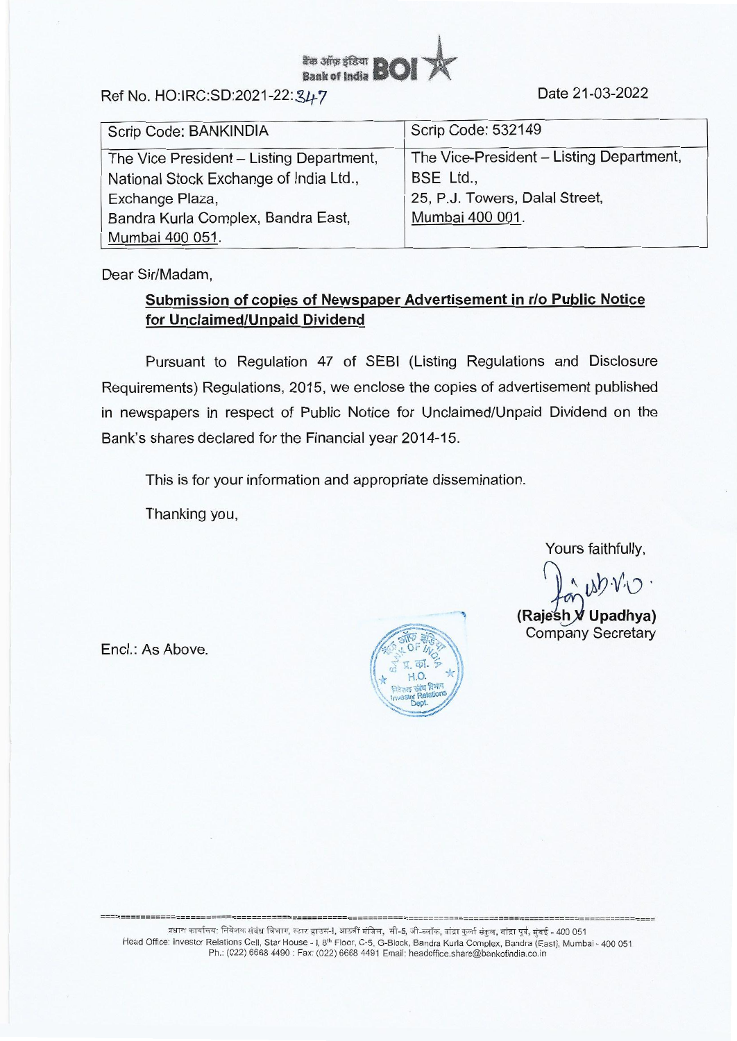बैंक ऑफ़ इंडिया Bank of India BOI

Ref No. HO:IRC:SD:2021-22:347

Date 21-03-2022

| Scrip Code: BANKINDIA | Scrip Code: 532149 |
| --- | --- |
| The Vice President – Listing Department, National Stock Exchange of India Ltd., Exchange Plaza, Bandra Kurla Complex, Bandra East, Mumbai 400 051. | The Vice-President – Listing Department, BSE Ltd., 25, P.J. Towers, Dalal Street, Mumbai 400 001. |

Dear Sir/Madam,

**Submission of copies of Newspaper Advertisement in r/o Public Notice for Unclaimed/Unpaid Dividend**

Pursuant to Regulation 47 of SEBI (Listing Regulations and Disclosure Requirements) Regulations, 2015, we enclose the copies of advertisement published in newspapers in respect of Public Notice for Unclaimed/Unpaid Dividend on the Bank's shares declared for the Financial year 2014-15.

This is for your information and appropriate dissemination.

Thanking you,

Yours faithfully,

**(Rajesh V Upadhya)**
Company Secretary

Encl.: As Above.

प्रधान कार्यालय: निवेशक संबंध विभाग, स्टार हाउस-I, आठवीं मंजिल, सी-5, जी-ब्लॉक, बांद्रा कुर्ला संकुल, बांद्रा पूर्व, मुंबई - 400 051
Head Office: Investor Relations Cell, Star House - I, 8th Floor, C-5, G-Block, Bandra Kurla Complex, Bandra (East), Mumbai - 400 051
Ph.: (022) 6668 4490 : Fax: (022) 6668 4491 Email: headoffice.share@bankofindia.co.in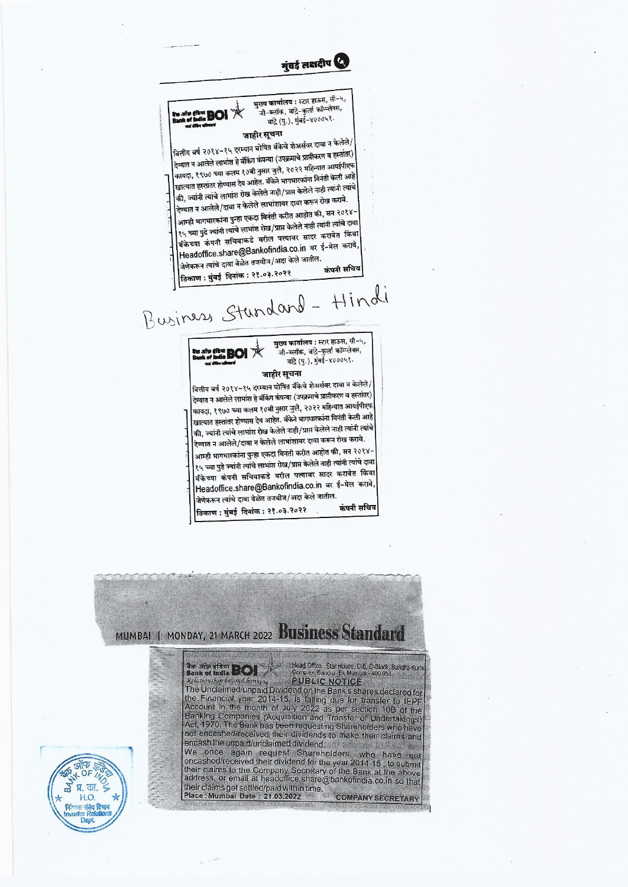मुंबई लक्षदीप

बँक ऑफ इंडिया **BOI** Bank of India

मुख्य कार्यालय : स्टार हाऊस, सी-५, जी-ब्लॉक, वांद्रे-कुर्ला कॉम्प्लेक्स, वांद्रे (पु.), मुंबई-४०००५१.

## जाहीर सूचना

वित्तीय वर्ष २०१४-१५ दरम्यान घोषित बँकेचे शेअर्सवर दावा न केलेले/देण्यात न आलेले लाभांश हे बँकिंग कंपन्या (उपक्रमाचे प्राप्तीकरण व हस्तांतर) कायदा, १९७० च्या कलम १०बी नुसार जुलै, २०२२ महिन्यात आयईपीएफ खात्यात हस्तांतर होण्यास देय आहेत. बँकेने भागधारकांना विनंती केली आहे की, ज्यांनी त्यांचे लाभांश रोख केलेले नाही/प्राप्त केलेले नाही त्यांनी त्यांचे देण्यात न आलेले/दावा न केलेले लाभांशावर दावा करून रोख करावे.

आम्ही भागधारकांना पुन्हा एकदा विनंती करीत आहोत की, सन २०१४-१५ च्या पुढे ज्यांनी त्यांचे लाभांश रोख/प्राप्त केलेले नाही त्यांनी त्यांचे दावा बँकेच्या कंपनी सचिवाकडे वरील पत्त्यावर सादर करावेत किंवा Headoffice.share@Bankofindia.co.in वर ई-मेल करावे, जेणेकरून त्यांचे दावा वेळेत तजवीज/अदा केले जातील.

ठिकाण : मुंबई दिनांक : २१.०३.२०२२

कंपनी सचिव

Business Standard - Hindi

बँक ऑफ इंडिया **BOI** Bank of India

मुख्य कार्यालय : स्टार हाऊस, सी-५, जी-ब्लॉक, वांद्रे-कुर्ला कॉम्प्लेक्स, वांद्रे (पु.), मुंबई-४०००५१.

## जाहीर सूचना

वित्तीय वर्ष २०१४-१५ दरम्यान घोषित बँकेचे शेअर्सवर दावा न केलेले/देण्यात न आलेले लाभांश हे बँकिंग कंपन्या (उपक्रमाचे प्राप्तीकरण व हस्तांतर) कायदा, १९७० च्या कलम १०बी नुसार जुलै, २०२२ महिन्यात आयईपीएफ खात्यात हस्तांतर होण्यास देय आहेत. बँकेने भागधारकांना विनंती केली आहे की, ज्यांनी त्यांचे लाभांश रोख केलेले नाही/प्राप्त केलेले नाही त्यांनी त्यांचे देण्यात न आलेले/दावा न केलेले लाभांशावर दावा करून रोख करावे.

आम्ही भागधारकांना पुन्हा एकदा विनंती करीत आहोत की, सन २०१४-१५ च्या पुढे ज्यांनी त्यांचे लाभांश रोख/प्राप्त केलेले नाही त्यांनी त्यांचे दावा बँकेच्या कंपनी सचिवाकडे वरील पत्त्यावर सादर करावेत किंवा Headoffice.share@Bankofindia.co.in वर ई-मेल करावे, जेणेकरून त्यांचे दावा वेळेत तजवीज/अदा केले जातील.

ठिकाण : मुंबई दिनांक : २१.०३.२०२२

कंपनी सचिव

MUMBAI | MONDAY, 21 MARCH 2022 **Business Standard**

बँक ऑफ इंडिया **BOI** Bank of India
*Relationship beyond banking*

Head Office : Star House, C-5, G-Block, Bandra-Kurla Complex, Bandra (E), Mumbai - 400 051.

## PUBLIC NOTICE

The Unclaimed/unpaid Dividend on the Bank's shares declared for the Financial year 2014-15, is falling due for transfer to IEPF Account in the month of July 2022 as per section 10B of the Banking Companies (Acquisition and Transfer of Undertakings) Act, 1970. The Bank has been requesting Shareholders who have not encashed/received their dividends to make their claims and encash the unpaid/unclaimed dividend.

We once again request Shareholders, who have not encashed/received their dividend for the year 2014-15, to submit their claims to the Company Secretary of the Bank at the above address, or email at headoffice.share@bankofindia.co.in so that their claims get settled/paid within time.

Place : Mumbai Date : 21.03.2022

COMPANY SECRETARY

बैंक ऑफ इंडिया BANK OF INDIA प्र. का. H.O. निवेशक संबंध विभाग Investor Relations Dept.